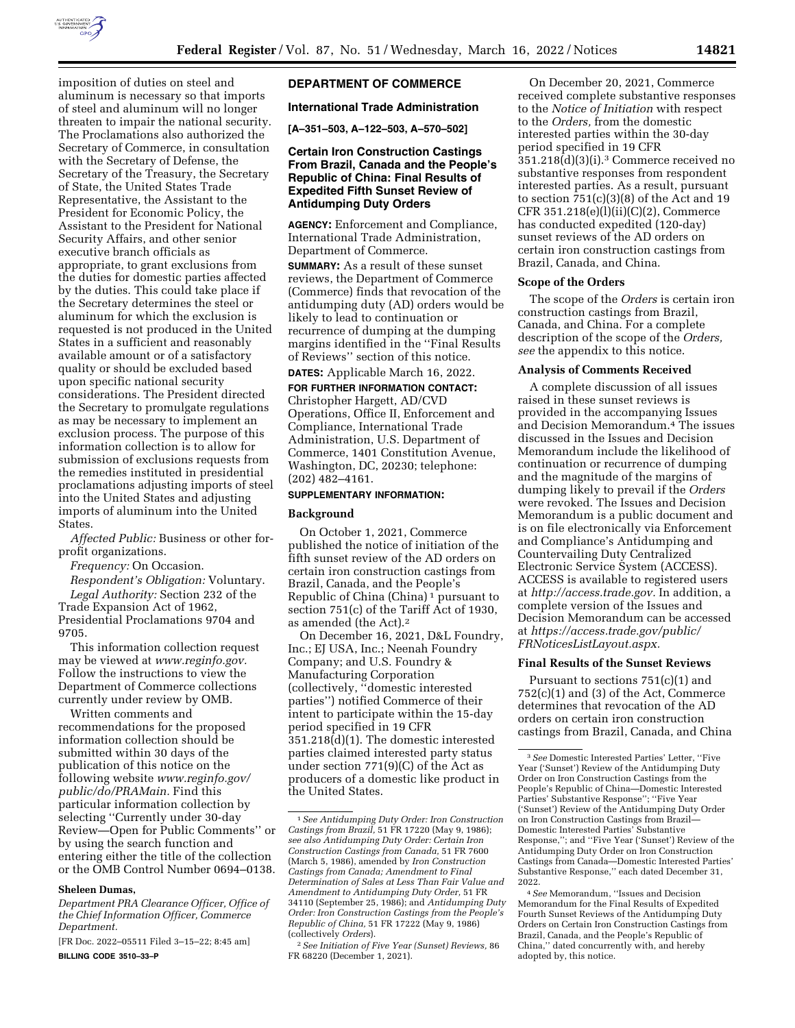imposition of duties on steel and aluminum is necessary so that imports of steel and aluminum will no longer threaten to impair the national security. The Proclamations also authorized the Secretary of Commerce, in consultation with the Secretary of Defense, the Secretary of the Treasury, the Secretary of State, the United States Trade Representative, the Assistant to the President for Economic Policy, the Assistant to the President for National Security Affairs, and other senior executive branch officials as appropriate, to grant exclusions from the duties for domestic parties affected by the duties. This could take place if the Secretary determines the steel or aluminum for which the exclusion is requested is not produced in the United States in a sufficient and reasonably available amount or of a satisfactory quality or should be excluded based upon specific national security considerations. The President directed the Secretary to promulgate regulations as may be necessary to implement an exclusion process. The purpose of this information collection is to allow for submission of exclusions requests from the remedies instituted in presidential proclamations adjusting imports of steel into the United States and adjusting imports of aluminum into the United States.

*Affected Public:* Business or other for-profit organizations.

*Frequency:* On Occasion.

*Respondent's Obligation:* Voluntary.

*Legal Authority:* Section 232 of the Trade Expansion Act of 1962, Presidential Proclamations 9704 and 9705.

This information collection request may be viewed at *www.reginfo.gov.* Follow the instructions to view the Department of Commerce collections currently under review by OMB.

Written comments and recommendations for the proposed information collection should be submitted within 30 days of the publication of this notice on the following website *www.reginfo.gov/public/do/PRAMain.* Find this particular information collection by selecting "Currently under 30-day Review—Open for Public Comments" or by using the search function and entering either the title of the collection or the OMB Control Number 0694–0138.

**Sheleen Dumas,**

*Department PRA Clearance Officer, Office of the Chief Information Officer, Commerce Department.*

[FR Doc. 2022–05511 Filed 3–15–22; 8:45 am]

**BILLING CODE 3510–33–P**

## DEPARTMENT OF COMMERCE

### International Trade Administration

**[A–351–503, A–122–503, A–570–502]**

### Certain Iron Construction Castings From Brazil, Canada and the People's Republic of China: Final Results of Expedited Fifth Sunset Review of Antidumping Duty Orders

**AGENCY:** Enforcement and Compliance, International Trade Administration, Department of Commerce.

**SUMMARY:** As a result of these sunset reviews, the Department of Commerce (Commerce) finds that revocation of the antidumping duty (AD) orders would be likely to lead to continuation or recurrence of dumping at the dumping margins identified in the "Final Results of Reviews" section of this notice.

**DATES:** Applicable March 16, 2022.

**FOR FURTHER INFORMATION CONTACT:** Christopher Hargett, AD/CVD Operations, Office II, Enforcement and Compliance, International Trade Administration, U.S. Department of Commerce, 1401 Constitution Avenue, Washington, DC, 20230; telephone: (202) 482–4161.

**SUPPLEMENTARY INFORMATION:**

#### Background

On October 1, 2021, Commerce published the notice of initiation of the fifth sunset review of the AD orders on certain iron construction castings from Brazil, Canada, and the People's Republic of China (China) [1] pursuant to section 751(c) of the Tariff Act of 1930, as amended (the Act).[2]

On December 16, 2021, D&L Foundry, Inc.; EJ USA, Inc.; Neenah Foundry Company; and U.S. Foundry & Manufacturing Corporation (collectively, "domestic interested parties") notified Commerce of their intent to participate within the 15-day period specified in 19 CFR 351.218(d)(1). The domestic interested parties claimed interested party status under section 771(9)(C) of the Act as producers of a domestic like product in the United States.

On December 20, 2021, Commerce received complete substantive responses to the *Notice of Initiation* with respect to the *Orders,* from the domestic interested parties within the 30-day period specified in 19 CFR 351.218(d)(3)(i).[3] Commerce received no substantive responses from respondent interested parties. As a result, pursuant to section 751(c)(3)(8) of the Act and 19 CFR 351.218(e)(l)(ii)(C)(2), Commerce has conducted expedited (120-day) sunset reviews of the AD orders on certain iron construction castings from Brazil, Canada, and China.

#### Scope of the Orders

The scope of the *Orders* is certain iron construction castings from Brazil, Canada, and China. For a complete description of the scope of the *Orders, see* the appendix to this notice.

#### Analysis of Comments Received

A complete discussion of all issues raised in these sunset reviews is provided in the accompanying Issues and Decision Memorandum.[4] The issues discussed in the Issues and Decision Memorandum include the likelihood of continuation or recurrence of dumping and the magnitude of the margins of dumping likely to prevail if the *Orders* were revoked. The Issues and Decision Memorandum is a public document and is on file electronically via Enforcement and Compliance's Antidumping and Countervailing Duty Centralized Electronic Service System (ACCESS). ACCESS is available to registered users at *http://access.trade.gov.* In addition, a complete version of the Issues and Decision Memorandum can be accessed at *https://access.trade.gov/public/FRNoticesListLayout.aspx.*

#### Final Results of the Sunset Reviews

Pursuant to sections 751(c)(1) and 752(c)(1) and (3) of the Act, Commerce determines that revocation of the AD orders on certain iron construction castings from Brazil, Canada, and China

---

[1] *See Antidumping Duty Order: Iron Construction Castings from Brazil,* 51 FR 17220 (May 9, 1986); *see also Antidumping Duty Order: Certain Iron Construction Castings from Canada,* 51 FR 7600 (March 5, 1986), amended by *Iron Construction Castings from Canada; Amendment to Final Determination of Sales at Less Than Fair Value and Amendment to Antidumping Duty Order,* 51 FR 34110 (September 25, 1986); and *Antidumping Duty Order: Iron Construction Castings from the People's Republic of China,* 51 FR 17222 (May 9, 1986) (collectively *Orders*).

[2] *See Initiation of Five Year (Sunset) Reviews,* 86 FR 68220 (December 1, 2021).

[3] *See* Domestic Interested Parties' Letter, "Five Year ('Sunset') Review of the Antidumping Duty Order on Iron Construction Castings from the People's Republic of China—Domestic Interested Parties' Substantive Response"; "Five Year ('Sunset') Review of the Antidumping Duty Order on Iron Construction Castings from Brazil—Domestic Interested Parties' Substantive Response,"; and "Five Year ('Sunset') Review of the Antidumping Duty Order on Iron Construction Castings from Canada—Domestic Interested Parties' Substantive Response," each dated December 31, 2022.

[4] *See* Memorandum, "Issues and Decision Memorandum for the Final Results of Expedited Fourth Sunset Reviews of the Antidumping Duty Orders on Certain Iron Construction Castings from Brazil, Canada, and the People's Republic of China," dated concurrently with, and hereby adopted by, this notice.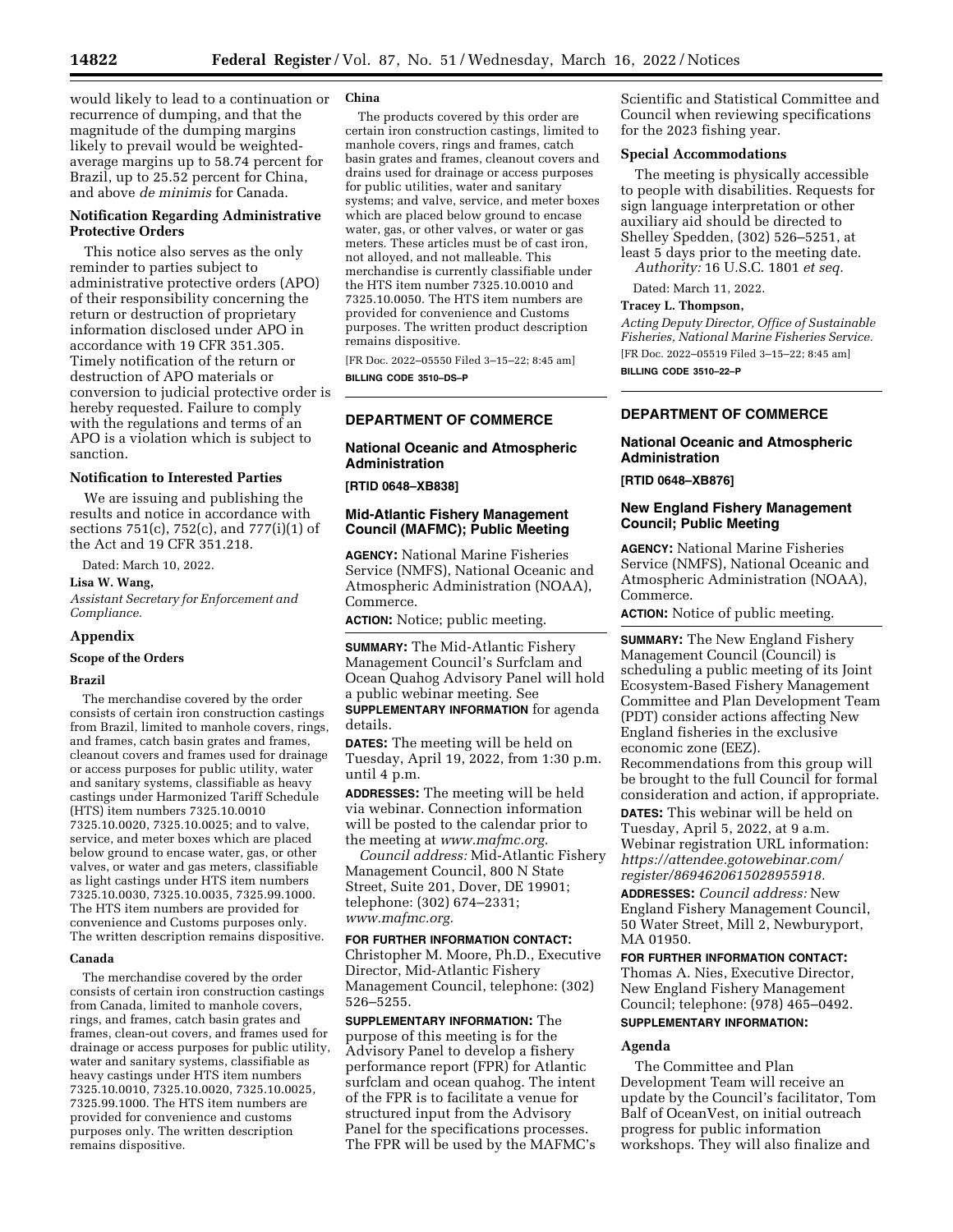would likely to lead to a continuation or recurrence of dumping, and that the magnitude of the dumping margins likely to prevail would be weighted-average margins up to 58.74 percent for Brazil, up to 25.52 percent for China, and above *de minimis* for Canada.

### Notification Regarding Administrative Protective Orders

This notice also serves as the only reminder to parties subject to administrative protective orders (APO) of their responsibility concerning the return or destruction of proprietary information disclosed under APO in accordance with 19 CFR 351.305. Timely notification of the return or destruction of APO materials or conversion to judicial protective order is hereby requested. Failure to comply with the regulations and terms of an APO is a violation which is subject to sanction.

### Notification to Interested Parties

We are issuing and publishing the results and notice in accordance with sections 751(c), 752(c), and 777(i)(1) of the Act and 19 CFR 351.218.

Dated: March 10, 2022.

**Lisa W. Wang,**

*Assistant Secretary for Enforcement and Compliance.*

### Appendix

#### Scope of the Orders

#### Brazil

The merchandise covered by the order consists of certain iron construction castings from Brazil, limited to manhole covers, rings, and frames, catch basin grates and frames, cleanout covers and frames used for drainage or access purposes for public utility, water and sanitary systems, classifiable as heavy castings under Harmonized Tariff Schedule (HTS) item numbers 7325.10.0010 7325.10.0020, 7325.10.0025; and to valve, service, and meter boxes which are placed below ground to encase water, gas, or other valves, or water and gas meters, classifiable as light castings under HTS item numbers 7325.10.0030, 7325.10.0035, 7325.99.1000. The HTS item numbers are provided for convenience and Customs purposes only. The written description remains dispositive.

#### Canada

The merchandise covered by the order consists of certain iron construction castings from Canada, limited to manhole covers, rings, and frames, catch basin grates and frames, clean-out covers, and frames used for drainage or access purposes for public utility, water and sanitary systems, classifiable as heavy castings under HTS item numbers 7325.10.0010, 7325.10.0020, 7325.10.0025, 7325.99.1000. The HTS item numbers are provided for convenience and customs purposes only. The written description remains dispositive.

#### China

The products covered by this order are certain iron construction castings, limited to manhole covers, rings and frames, catch basin grates and frames, cleanout covers and drains used for drainage or access purposes for public utilities, water and sanitary systems; and valve, service, and meter boxes which are placed below ground to encase water, gas, or other valves, or water or gas meters. These articles must be of cast iron, not alloyed, and not malleable. This merchandise is currently classifiable under the HTS item number 7325.10.0010 and 7325.10.0050. The HTS item numbers are provided for convenience and Customs purposes. The written product description remains dispositive.

[FR Doc. 2022–05550 Filed 3–15–22; 8:45 am]

**BILLING CODE 3510–DS–P**

## DEPARTMENT OF COMMERCE

### National Oceanic and Atmospheric Administration

**[RTID 0648–XB838]**

### Mid-Atlantic Fishery Management Council (MAFMC); Public Meeting

**AGENCY:** National Marine Fisheries Service (NMFS), National Oceanic and Atmospheric Administration (NOAA), Commerce.

**ACTION:** Notice; public meeting.

**SUMMARY:** The Mid-Atlantic Fishery Management Council's Surfclam and Ocean Quahog Advisory Panel will hold a public webinar meeting. See **SUPPLEMENTARY INFORMATION** for agenda details.

**DATES:** The meeting will be held on Tuesday, April 19, 2022, from 1:30 p.m. until 4 p.m.

**ADDRESSES:** The meeting will be held via webinar. Connection information will be posted to the calendar prior to the meeting at *www.mafmc.org.*

*Council address:* Mid-Atlantic Fishery Management Council, 800 N State Street, Suite 201, Dover, DE 19901; telephone: (302) 674–2331; *www.mafmc.org.*

**FOR FURTHER INFORMATION CONTACT:** Christopher M. Moore, Ph.D., Executive Director, Mid-Atlantic Fishery Management Council, telephone: (302) 526–5255.

**SUPPLEMENTARY INFORMATION:** The purpose of this meeting is for the Advisory Panel to develop a fishery performance report (FPR) for Atlantic surfclam and ocean quahog. The intent of the FPR is to facilitate a venue for structured input from the Advisory Panel for the specifications processes. The FPR will be used by the MAFMC's Scientific and Statistical Committee and Council when reviewing specifications for the 2023 fishing year.

### Special Accommodations

The meeting is physically accessible to people with disabilities. Requests for sign language interpretation or other auxiliary aid should be directed to Shelley Spedden, (302) 526–5251, at least 5 days prior to the meeting date.

*Authority:* 16 U.S.C. 1801 *et seq.*

Dated: March 11, 2022.

**Tracey L. Thompson,**

*Acting Deputy Director, Office of Sustainable Fisheries, National Marine Fisheries Service.*

[FR Doc. 2022–05519 Filed 3–15–22; 8:45 am]

**BILLING CODE 3510–22–P**

## DEPARTMENT OF COMMERCE

### National Oceanic and Atmospheric Administration

**[RTID 0648–XB876]**

### New England Fishery Management Council; Public Meeting

**AGENCY:** National Marine Fisheries Service (NMFS), National Oceanic and Atmospheric Administration (NOAA), Commerce.

**ACTION:** Notice of public meeting.

**SUMMARY:** The New England Fishery Management Council (Council) is scheduling a public meeting of its Joint Ecosystem-Based Fishery Management Committee and Plan Development Team (PDT) consider actions affecting New England fisheries in the exclusive economic zone (EEZ). Recommendations from this group will be brought to the full Council for formal consideration and action, if appropriate.

**DATES:** This webinar will be held on Tuesday, April 5, 2022, at 9 a.m. Webinar registration URL information: *https://attendee.gotowebinar.com/register/8694620615028955918.*

**ADDRESSES:** *Council address:* New England Fishery Management Council, 50 Water Street, Mill 2, Newburyport, MA 01950.

**FOR FURTHER INFORMATION CONTACT:** Thomas A. Nies, Executive Director, New England Fishery Management Council; telephone: (978) 465–0492.

**SUPPLEMENTARY INFORMATION:**

### Agenda

The Committee and Plan Development Team will receive an update by the Council's facilitator, Tom Balf of OceanVest, on initial outreach progress for public information workshops. They will also finalize and